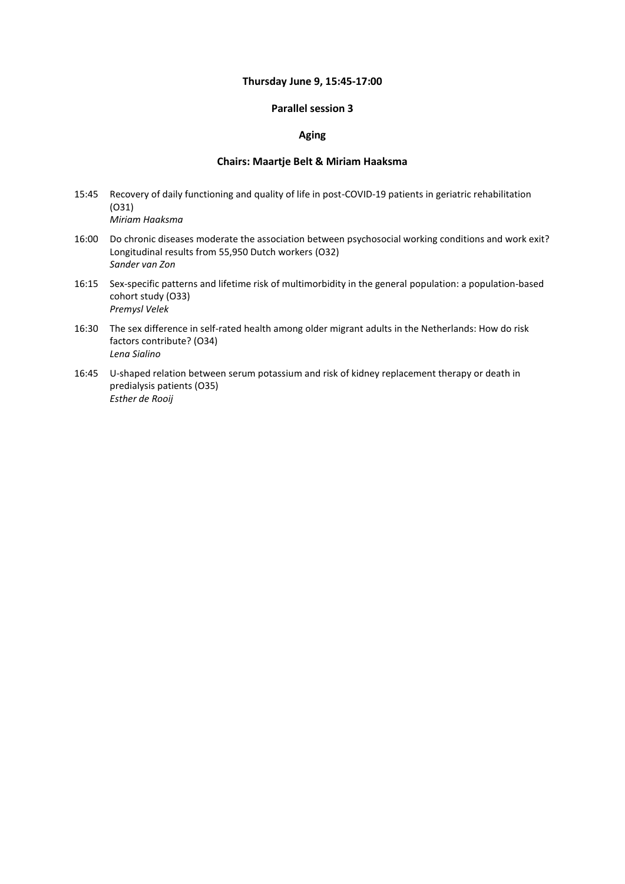**Thursday June 9, 15:45-17:00**

**Parallel session 3**

**Aging**

**Chairs: Maartje Belt & Miriam Haaksma**

15:45 Recovery of daily functioning and quality of life in post-COVID-19 patients in geriatric rehabilitation (O31)
*Miriam Haaksma*

16:00 Do chronic diseases moderate the association between psychosocial working conditions and work exit? Longitudinal results from 55,950 Dutch workers (O32)
*Sander van Zon*

16:15 Sex-specific patterns and lifetime risk of multimorbidity in the general population: a population-based cohort study (O33)
*Premysl Velek*

16:30 The sex difference in self-rated health among older migrant adults in the Netherlands: How do risk factors contribute? (O34)
*Lena Sialino*

16:45 U-shaped relation between serum potassium and risk of kidney replacement therapy or death in predialysis patients (O35)
*Esther de Rooij*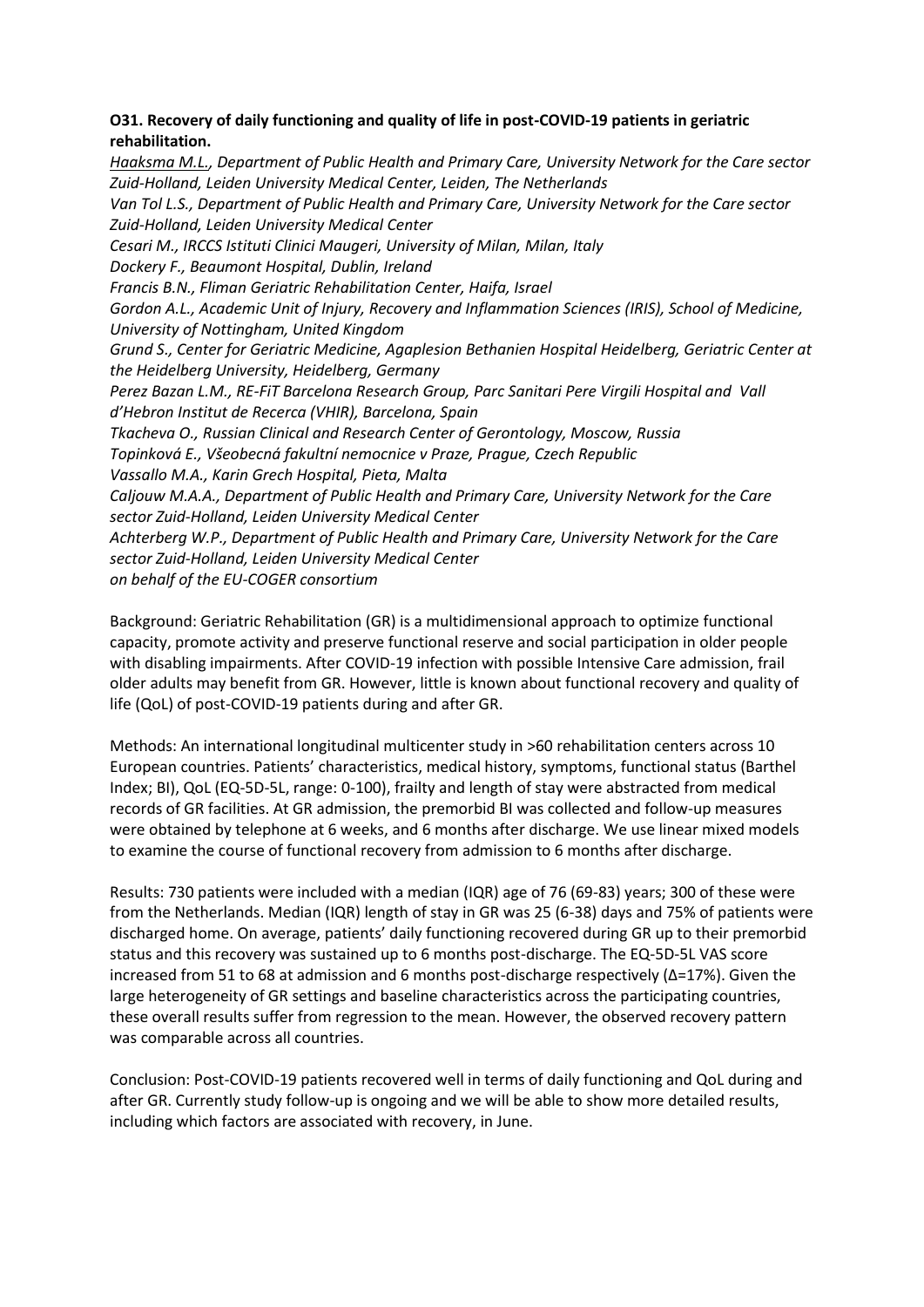**O31. Recovery of daily functioning and quality of life in post-COVID-19 patients in geriatric rehabilitation.**

*<u>Haaksma M.L.</u>, Department of Public Health and Primary Care, University Network for the Care sector Zuid-Holland, Leiden University Medical Center, Leiden, The Netherlands*
*Van Tol L.S., Department of Public Health and Primary Care, University Network for the Care sector Zuid-Holland, Leiden University Medical Center*
*Cesari M., IRCCS Istituti Clinici Maugeri, University of Milan, Milan, Italy*
*Dockery F., Beaumont Hospital, Dublin, Ireland*
*Francis B.N., Fliman Geriatric Rehabilitation Center, Haifa, Israel*
*Gordon A.L., Academic Unit of Injury, Recovery and Inflammation Sciences (IRIS), School of Medicine, University of Nottingham, United Kingdom*
*Grund S., Center for Geriatric Medicine, Agaplesion Bethanien Hospital Heidelberg, Geriatric Center at the Heidelberg University, Heidelberg, Germany*
*Perez Bazan L.M., RE-FiT Barcelona Research Group, Parc Sanitari Pere Virgili Hospital and Vall d'Hebron Institut de Recerca (VHIR), Barcelona, Spain*
*Tkacheva O., Russian Clinical and Research Center of Gerontology, Moscow, Russia*
*Topinková E., Všeobecná fakultní nemocnice v Praze, Prague, Czech Republic*
*Vassallo M.A., Karin Grech Hospital, Pieta, Malta*
*Caljouw M.A.A., Department of Public Health and Primary Care, University Network for the Care sector Zuid-Holland, Leiden University Medical Center*
*Achterberg W.P., Department of Public Health and Primary Care, University Network for the Care sector Zuid-Holland, Leiden University Medical Center*
*on behalf of the EU-COGER consortium*

Background: Geriatric Rehabilitation (GR) is a multidimensional approach to optimize functional capacity, promote activity and preserve functional reserve and social participation in older people with disabling impairments. After COVID-19 infection with possible Intensive Care admission, frail older adults may benefit from GR. However, little is known about functional recovery and quality of life (QoL) of post-COVID-19 patients during and after GR.

Methods: An international longitudinal multicenter study in >60 rehabilitation centers across 10 European countries. Patients' characteristics, medical history, symptoms, functional status (Barthel Index; BI), QoL (EQ-5D-5L, range: 0-100), frailty and length of stay were abstracted from medical records of GR facilities. At GR admission, the premorbid BI was collected and follow-up measures were obtained by telephone at 6 weeks, and 6 months after discharge. We use linear mixed models to examine the course of functional recovery from admission to 6 months after discharge.

Results: 730 patients were included with a median (IQR) age of 76 (69-83) years; 300 of these were from the Netherlands. Median (IQR) length of stay in GR was 25 (6-38) days and 75% of patients were discharged home. On average, patients' daily functioning recovered during GR up to their premorbid status and this recovery was sustained up to 6 months post-discharge. The EQ-5D-5L VAS score increased from 51 to 68 at admission and 6 months post-discharge respectively ($\Delta$=17%). Given the large heterogeneity of GR settings and baseline characteristics across the participating countries, these overall results suffer from regression to the mean. However, the observed recovery pattern was comparable across all countries.

Conclusion: Post-COVID-19 patients recovered well in terms of daily functioning and QoL during and after GR. Currently study follow-up is ongoing and we will be able to show more detailed results, including which factors are associated with recovery, in June.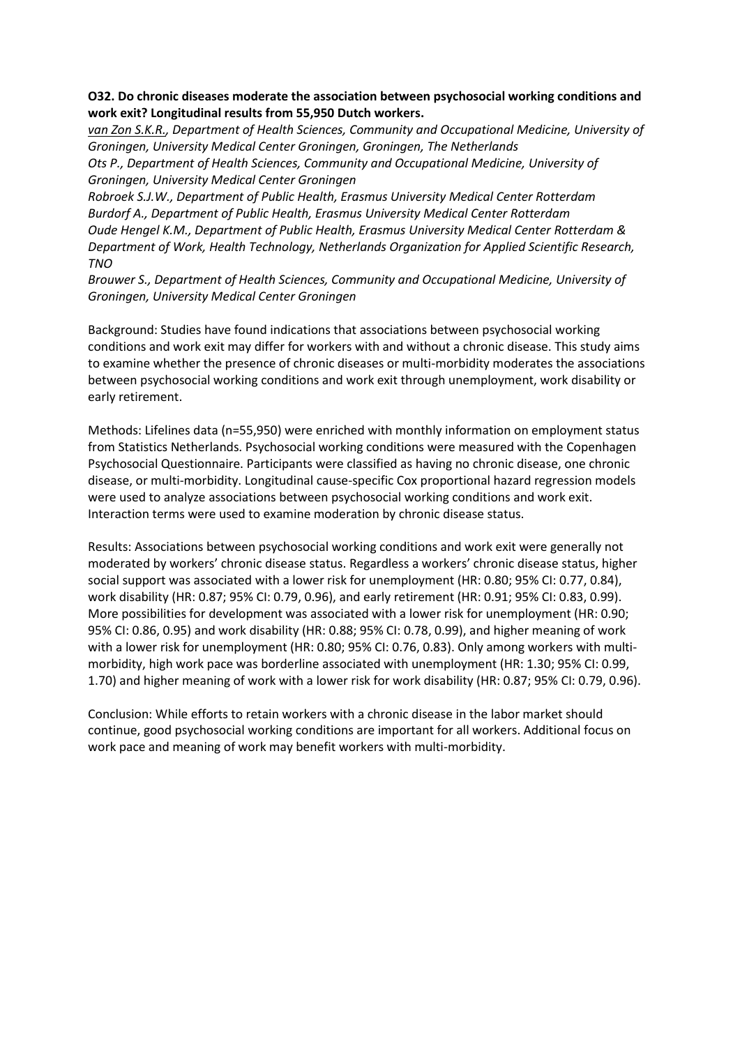**O32. Do chronic diseases moderate the association between psychosocial working conditions and work exit? Longitudinal results from 55,950 Dutch workers.**

*van Zon S.K.R., Department of Health Sciences, Community and Occupational Medicine, University of Groningen, University Medical Center Groningen, Groningen, The Netherlands*
*Ots P., Department of Health Sciences, Community and Occupational Medicine, University of Groningen, University Medical Center Groningen*
*Robroek S.J.W., Department of Public Health, Erasmus University Medical Center Rotterdam*
*Burdorf A., Department of Public Health, Erasmus University Medical Center Rotterdam*
*Oude Hengel K.M., Department of Public Health, Erasmus University Medical Center Rotterdam & Department of Work, Health Technology, Netherlands Organization for Applied Scientific Research, TNO*
*Brouwer S., Department of Health Sciences, Community and Occupational Medicine, University of Groningen, University Medical Center Groningen*

Background: Studies have found indications that associations between psychosocial working conditions and work exit may differ for workers with and without a chronic disease. This study aims to examine whether the presence of chronic diseases or multi-morbidity moderates the associations between psychosocial working conditions and work exit through unemployment, work disability or early retirement.

Methods: Lifelines data (n=55,950) were enriched with monthly information on employment status from Statistics Netherlands. Psychosocial working conditions were measured with the Copenhagen Psychosocial Questionnaire. Participants were classified as having no chronic disease, one chronic disease, or multi-morbidity. Longitudinal cause-specific Cox proportional hazard regression models were used to analyze associations between psychosocial working conditions and work exit. Interaction terms were used to examine moderation by chronic disease status.

Results: Associations between psychosocial working conditions and work exit were generally not moderated by workers' chronic disease status. Regardless a workers' chronic disease status, higher social support was associated with a lower risk for unemployment (HR: 0.80; 95% CI: 0.77, 0.84), work disability (HR: 0.87; 95% CI: 0.79, 0.96), and early retirement (HR: 0.91; 95% CI: 0.83, 0.99). More possibilities for development was associated with a lower risk for unemployment (HR: 0.90; 95% CI: 0.86, 0.95) and work disability (HR: 0.88; 95% CI: 0.78, 0.99), and higher meaning of work with a lower risk for unemployment (HR: 0.80; 95% CI: 0.76, 0.83). Only among workers with multi-morbidity, high work pace was borderline associated with unemployment (HR: 1.30; 95% CI: 0.99, 1.70) and higher meaning of work with a lower risk for work disability (HR: 0.87; 95% CI: 0.79, 0.96).

Conclusion: While efforts to retain workers with a chronic disease in the labor market should continue, good psychosocial working conditions are important for all workers. Additional focus on work pace and meaning of work may benefit workers with multi-morbidity.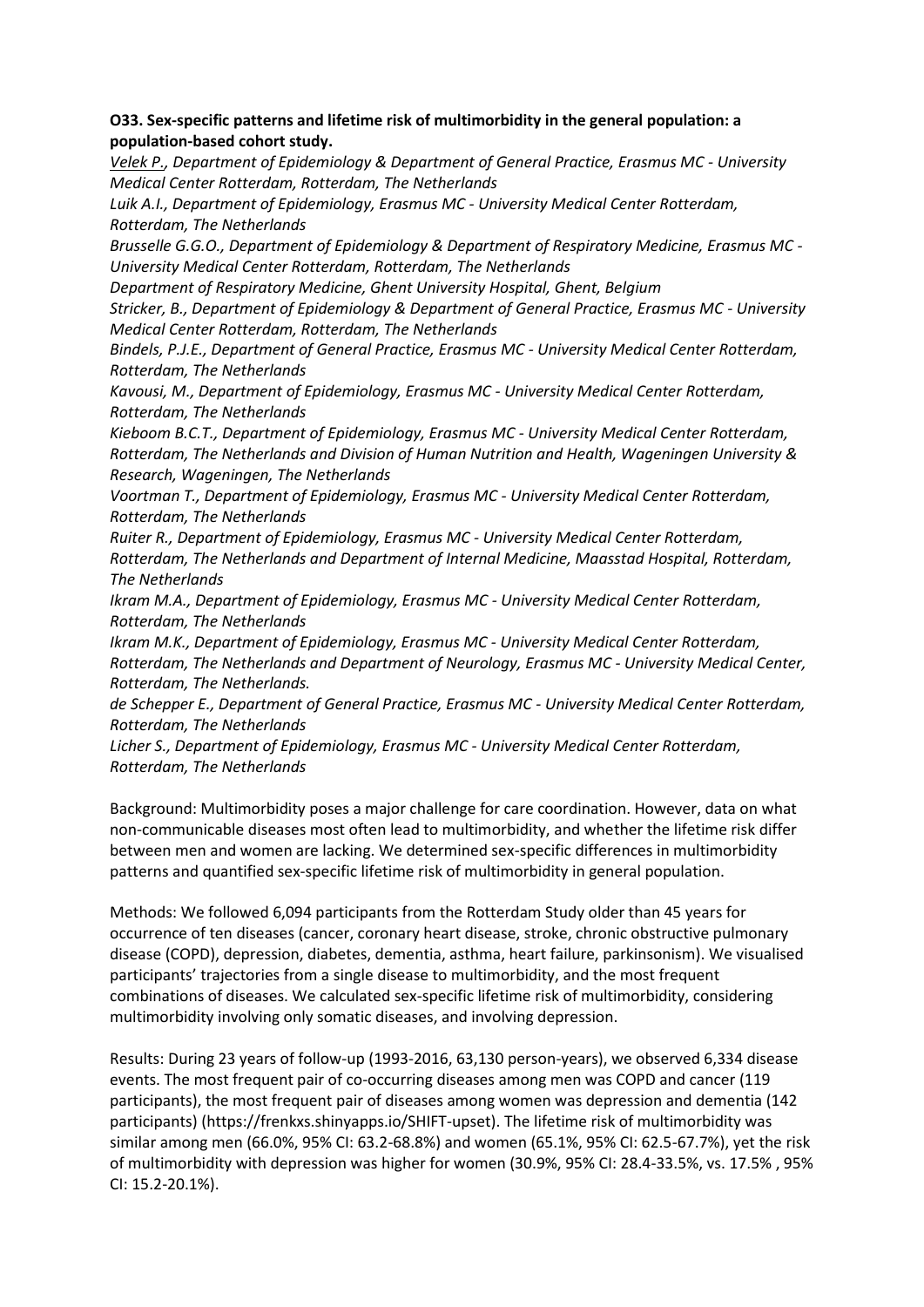**O33. Sex-specific patterns and lifetime risk of multimorbidity in the general population: a population-based cohort study.**

*<u>Velek P.</u>, Department of Epidemiology & Department of General Practice, Erasmus MC - University Medical Center Rotterdam, Rotterdam, The Netherlands*

*Luik A.I., Department of Epidemiology, Erasmus MC - University Medical Center Rotterdam, Rotterdam, The Netherlands*

*Brusselle G.G.O., Department of Epidemiology & Department of Respiratory Medicine, Erasmus MC - University Medical Center Rotterdam, Rotterdam, The Netherlands*

*Department of Respiratory Medicine, Ghent University Hospital, Ghent, Belgium*

*Stricker, B., Department of Epidemiology & Department of General Practice, Erasmus MC - University Medical Center Rotterdam, Rotterdam, The Netherlands*

*Bindels, P.J.E., Department of General Practice, Erasmus MC - University Medical Center Rotterdam, Rotterdam, The Netherlands*

*Kavousi, M., Department of Epidemiology, Erasmus MC - University Medical Center Rotterdam, Rotterdam, The Netherlands*

*Kieboom B.C.T., Department of Epidemiology, Erasmus MC - University Medical Center Rotterdam, Rotterdam, The Netherlands and Division of Human Nutrition and Health, Wageningen University & Research, Wageningen, The Netherlands*

*Voortman T., Department of Epidemiology, Erasmus MC - University Medical Center Rotterdam, Rotterdam, The Netherlands*

*Ruiter R., Department of Epidemiology, Erasmus MC - University Medical Center Rotterdam, Rotterdam, The Netherlands and Department of Internal Medicine, Maasstad Hospital, Rotterdam, The Netherlands*

*Ikram M.A., Department of Epidemiology, Erasmus MC - University Medical Center Rotterdam, Rotterdam, The Netherlands*

*Ikram M.K., Department of Epidemiology, Erasmus MC - University Medical Center Rotterdam, Rotterdam, The Netherlands and Department of Neurology, Erasmus MC - University Medical Center, Rotterdam, The Netherlands.*

*de Schepper E., Department of General Practice, Erasmus MC - University Medical Center Rotterdam, Rotterdam, The Netherlands*

*Licher S., Department of Epidemiology, Erasmus MC - University Medical Center Rotterdam, Rotterdam, The Netherlands*

Background: Multimorbidity poses a major challenge for care coordination. However, data on what non-communicable diseases most often lead to multimorbidity, and whether the lifetime risk differ between men and women are lacking. We determined sex-specific differences in multimorbidity patterns and quantified sex-specific lifetime risk of multimorbidity in general population.

Methods: We followed 6,094 participants from the Rotterdam Study older than 45 years for occurrence of ten diseases (cancer, coronary heart disease, stroke, chronic obstructive pulmonary disease (COPD), depression, diabetes, dementia, asthma, heart failure, parkinsonism). We visualised participants' trajectories from a single disease to multimorbidity, and the most frequent combinations of diseases. We calculated sex-specific lifetime risk of multimorbidity, considering multimorbidity involving only somatic diseases, and involving depression.

Results: During 23 years of follow-up (1993-2016, 63,130 person-years), we observed 6,334 disease events. The most frequent pair of co-occurring diseases among men was COPD and cancer (119 participants), the most frequent pair of diseases among women was depression and dementia (142 participants) (https://frenkxs.shinyapps.io/SHIFT-upset). The lifetime risk of multimorbidity was similar among men (66.0%, 95% CI: 63.2-68.8%) and women (65.1%, 95% CI: 62.5-67.7%), yet the risk of multimorbidity with depression was higher for women (30.9%, 95% CI: 28.4-33.5%, vs. 17.5% , 95% CI: 15.2-20.1%).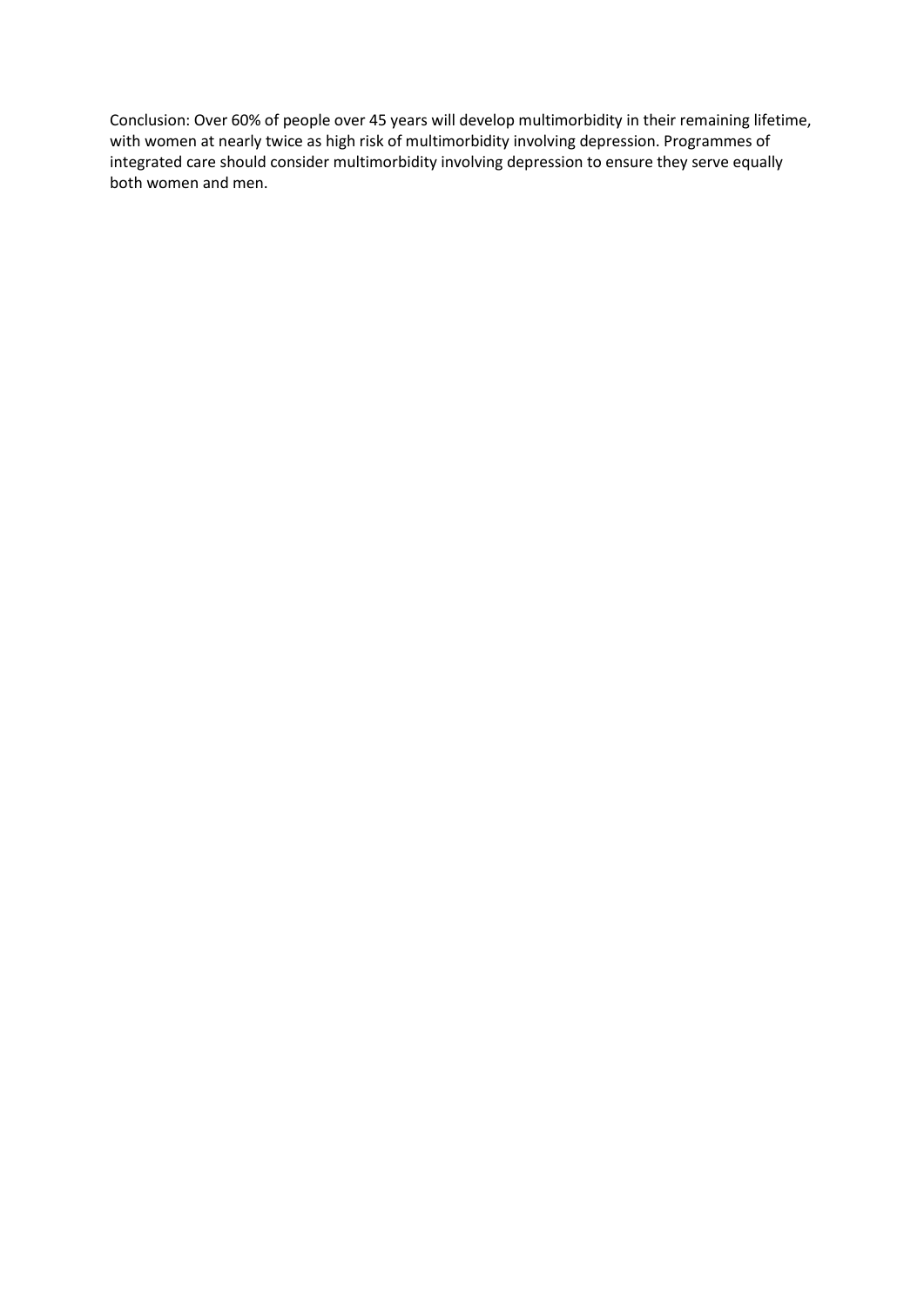Conclusion: Over 60% of people over 45 years will develop multimorbidity in their remaining lifetime, with women at nearly twice as high risk of multimorbidity involving depression. Programmes of integrated care should consider multimorbidity involving depression to ensure they serve equally both women and men.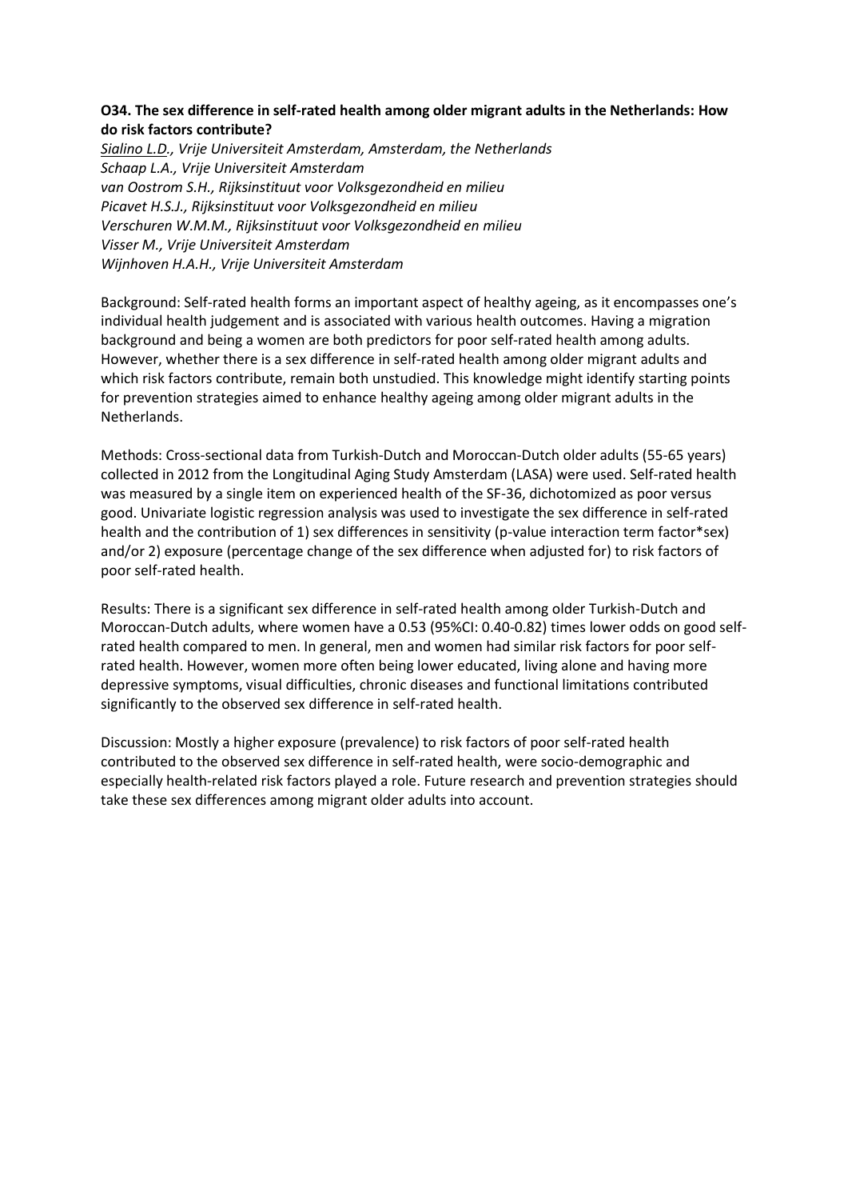**O34. The sex difference in self-rated health among older migrant adults in the Netherlands: How do risk factors contribute?**

*<u>Sialino L.D.</u>, Vrije Universiteit Amsterdam, Amsterdam, the Netherlands*
*Schaap L.A., Vrije Universiteit Amsterdam*
*van Oostrom S.H., Rijksinstituut voor Volksgezondheid en milieu*
*Picavet H.S.J., Rijksinstituut voor Volksgezondheid en milieu*
*Verschuren W.M.M., Rijksinstituut voor Volksgezondheid en milieu*
*Visser M., Vrije Universiteit Amsterdam*
*Wijnhoven H.A.H., Vrije Universiteit Amsterdam*

Background: Self-rated health forms an important aspect of healthy ageing, as it encompasses one's individual health judgement and is associated with various health outcomes. Having a migration background and being a women are both predictors for poor self-rated health among adults. However, whether there is a sex difference in self-rated health among older migrant adults and which risk factors contribute, remain both unstudied. This knowledge might identify starting points for prevention strategies aimed to enhance healthy ageing among older migrant adults in the Netherlands.

Methods: Cross-sectional data from Turkish-Dutch and Moroccan-Dutch older adults (55-65 years) collected in 2012 from the Longitudinal Aging Study Amsterdam (LASA) were used. Self-rated health was measured by a single item on experienced health of the SF-36, dichotomized as poor versus good. Univariate logistic regression analysis was used to investigate the sex difference in self-rated health and the contribution of 1) sex differences in sensitivity (p-value interaction term factor*sex) and/or 2) exposure (percentage change of the sex difference when adjusted for) to risk factors of poor self-rated health.

Results: There is a significant sex difference in self-rated health among older Turkish-Dutch and Moroccan-Dutch adults, where women have a 0.53 (95%CI: 0.40-0.82) times lower odds on good self-rated health compared to men. In general, men and women had similar risk factors for poor self-rated health. However, women more often being lower educated, living alone and having more depressive symptoms, visual difficulties, chronic diseases and functional limitations contributed significantly to the observed sex difference in self-rated health.

Discussion: Mostly a higher exposure (prevalence) to risk factors of poor self-rated health contributed to the observed sex difference in self-rated health, were socio-demographic and especially health-related risk factors played a role. Future research and prevention strategies should take these sex differences among migrant older adults into account.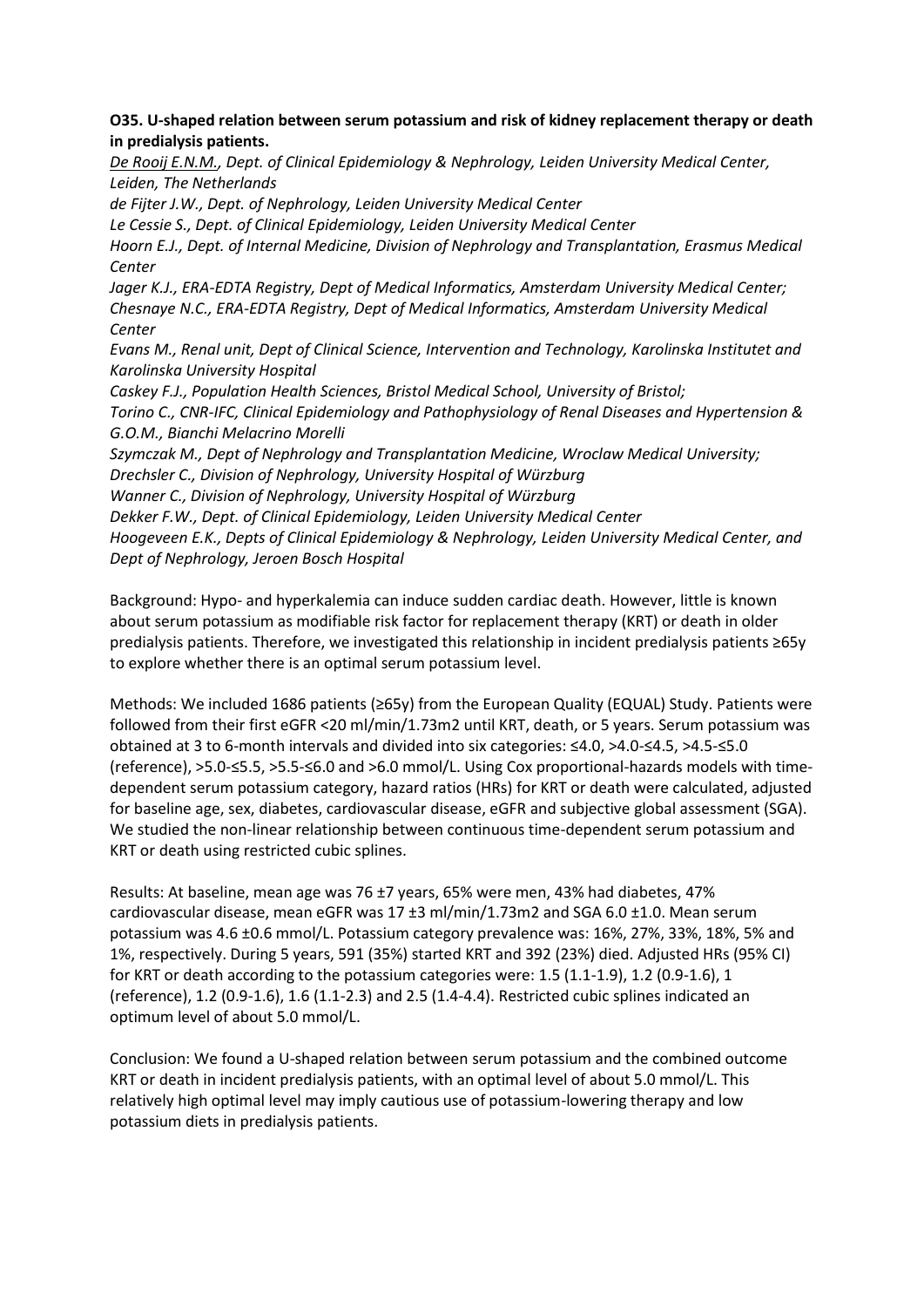**O35. U-shaped relation between serum potassium and risk of kidney replacement therapy or death in predialysis patients.**

*De Rooij E.N.M., Dept. of Clinical Epidemiology & Nephrology, Leiden University Medical Center, Leiden, The Netherlands*

*de Fijter J.W., Dept. of Nephrology, Leiden University Medical Center*

*Le Cessie S., Dept. of Clinical Epidemiology, Leiden University Medical Center*

*Hoorn E.J., Dept. of Internal Medicine, Division of Nephrology and Transplantation, Erasmus Medical Center*

*Jager K.J., ERA-EDTA Registry, Dept of Medical Informatics, Amsterdam University Medical Center; Chesnaye N.C., ERA-EDTA Registry, Dept of Medical Informatics, Amsterdam University Medical Center*

*Evans M., Renal unit, Dept of Clinical Science, Intervention and Technology, Karolinska Institutet and Karolinska University Hospital*

*Caskey F.J., Population Health Sciences, Bristol Medical School, University of Bristol;*

*Torino C., CNR-IFC, Clinical Epidemiology and Pathophysiology of Renal Diseases and Hypertension & G.O.M., Bianchi Melacrino Morelli*

*Szymczak M., Dept of Nephrology and Transplantation Medicine, Wroclaw Medical University;*

*Drechsler C., Division of Nephrology, University Hospital of Würzburg*

*Wanner C., Division of Nephrology, University Hospital of Würzburg*

*Dekker F.W., Dept. of Clinical Epidemiology, Leiden University Medical Center*

*Hoogeveen E.K., Depts of Clinical Epidemiology & Nephrology, Leiden University Medical Center, and Dept of Nephrology, Jeroen Bosch Hospital*

Background: Hypo- and hyperkalemia can induce sudden cardiac death. However, little is known about serum potassium as modifiable risk factor for replacement therapy (KRT) or death in older predialysis patients. Therefore, we investigated this relationship in incident predialysis patients ≥65y to explore whether there is an optimal serum potassium level.

Methods: We included 1686 patients (≥65y) from the European Quality (EQUAL) Study. Patients were followed from their first eGFR <20 ml/min/1.73m2 until KRT, death, or 5 years. Serum potassium was obtained at 3 to 6-month intervals and divided into six categories: ≤4.0, >4.0-≤4.5, >4.5-≤5.0 (reference), >5.0-≤5.5, >5.5-≤6.0 and >6.0 mmol/L. Using Cox proportional-hazards models with time-dependent serum potassium category, hazard ratios (HRs) for KRT or death were calculated, adjusted for baseline age, sex, diabetes, cardiovascular disease, eGFR and subjective global assessment (SGA). We studied the non-linear relationship between continuous time-dependent serum potassium and KRT or death using restricted cubic splines.

Results: At baseline, mean age was 76 ±7 years, 65% were men, 43% had diabetes, 47% cardiovascular disease, mean eGFR was 17 ±3 ml/min/1.73m2 and SGA 6.0 ±1.0. Mean serum potassium was 4.6 ±0.6 mmol/L. Potassium category prevalence was: 16%, 27%, 33%, 18%, 5% and 1%, respectively. During 5 years, 591 (35%) started KRT and 392 (23%) died. Adjusted HRs (95% CI) for KRT or death according to the potassium categories were: 1.5 (1.1-1.9), 1.2 (0.9-1.6), 1 (reference), 1.2 (0.9-1.6), 1.6 (1.1-2.3) and 2.5 (1.4-4.4). Restricted cubic splines indicated an optimum level of about 5.0 mmol/L.

Conclusion: We found a U-shaped relation between serum potassium and the combined outcome KRT or death in incident predialysis patients, with an optimal level of about 5.0 mmol/L. This relatively high optimal level may imply cautious use of potassium-lowering therapy and low potassium diets in predialysis patients.